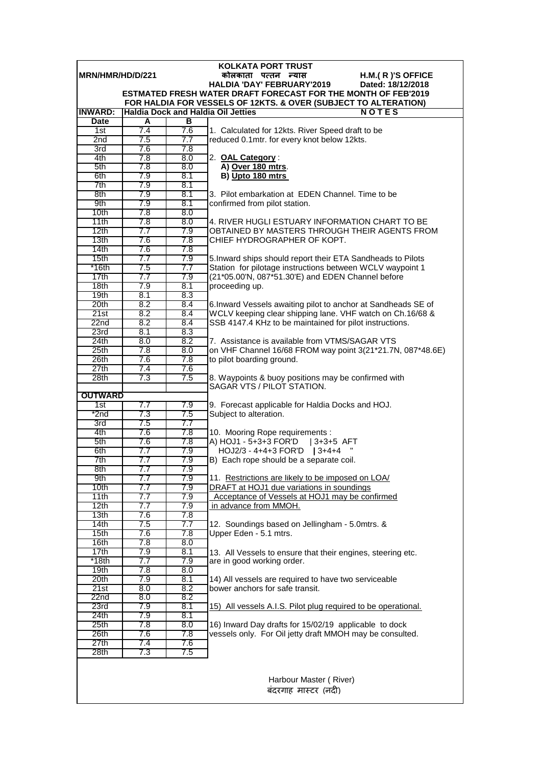# KOLKATA PORT TRUST

**MRN/HMR/HD/D/221**

**कोलकाता पत्तन न्यास**

**H.M.( R )'S OFFICE**

**HALDIA 'DAY' FEBRUARY'2019** **Dated: 18/12/2018**

**ESTMATED FRESH WATER DRAFT FORECAST FOR THE MONTH OF FEB'2019**

**FOR HALDIA FOR VESSELS OF 12KTS. & OVER (SUBJECT TO ALTERATION)**

**INWARD: Haldia Dock and Haldia Oil Jetties**

| Date | A | B |
|---|---|---|
| 1st | 7.4 | 7.6 |
| 2nd | 7.5 | 7.7 |
| 3rd | 7.6 | 7.8 |
| 4th | 7.8 | 8.0 |
| 5th | 7.8 | 8.0 |
| 6th | 7.9 | 8.1 |
| 7th | 7.9 | 8.1 |
| 8th | 7.9 | 8.1 |
| 9th | 7.9 | 8.1 |
| 10th | 7.8 | 8.0 |
| 11th | 7.8 | 8.0 |
| 12th | 7.7 | 7.9 |
| 13th | 7.6 | 7.8 |
| 14th | 7.6 | 7.8 |
| 15th | 7.7 | 7.9 |
| *16th | 7.5 | 7.7 |
| 17th | 7.7 | 7.9 |
| 18th | 7.9 | 8.1 |
| 19th | 8.1 | 8.3 |
| 20th | 8.2 | 8.4 |
| 21st | 8.2 | 8.4 |
| 22nd | 8.2 | 8.4 |
| 23rd | 8.1 | 8.3 |
| 24th | 8.0 | 8.2 |
| 25th | 7.8 | 8.0 |
| 26th | 7.6 | 7.8 |
| 27th | 7.4 | 7.6 |
| 28th | 7.3 | 7.5 |

**OUTWARD**

| Date | A | B |
|---|---|---|
| 1st | 7.7 | 7.9 |
| *2nd | 7.3 | 7.5 |
| 3rd | 7.5 | 7.7 |
| 4th | 7.6 | 7.8 |
| 5th | 7.6 | 7.8 |
| 6th | 7.7 | 7.9 |
| 7th | 7.7 | 7.9 |
| 8th | 7.7 | 7.9 |
| 9th | 7.7 | 7.9 |
| 10th | 7.7 | 7.9 |
| 11th | 7.7 | 7.9 |
| 12th | 7.7 | 7.9 |
| 13th | 7.6 | 7.8 |
| 14th | 7.5 | 7.7 |
| 15th | 7.6 | 7.8 |
| 16th | 7.8 | 8.0 |
| 17th | 7.9 | 8.1 |
| *18th | 7.7 | 7.9 |
| 19th | 7.8 | 8.0 |
| 20th | 7.9 | 8.1 |
| 21st | 8.0 | 8.2 |
| 22nd | 8.0 | 8.2 |
| 23rd | 7.9 | 8.1 |
| 24th | 7.9 | 8.1 |
| 25th | 7.8 | 8.0 |
| 26th | 7.6 | 7.8 |
| 27th | 7.4 | 7.6 |
| 28th | 7.3 | 7.5 |

**N O T E S**

1. Calculated for 12kts. River Speed draft to be reduced 0.1mtr. for every knot below 12kts.

2. **OAL Category** :
   **A) Over 180 mtrs**.
   **B) Upto 180 mtrs**

3. Pilot embarkation at EDEN Channel. Time to be confirmed from pilot station.

4. RIVER HUGLI ESTUARY INFORMATION CHART TO BE OBTAINED BY MASTERS THROUGH THEIR AGENTS FROM CHIEF HYDROGRAPHER OF KOPT.

5. Inward ships should report their ETA Sandheads to Pilots Station for pilotage instructions between WCLV waypoint 1 (21*05.00'N, 087*51.30'E) and EDEN Channel before proceeding up.

6. Inward Vessels awaiting pilot to anchor at Sandheads SE of WCLV keeping clear shipping lane. VHF watch on Ch.16/68 & SSB 4147.4 KHz to be maintained for pilot instructions.

7. Assistance is available from VTMS/SAGAR VTS on VHF Channel 16/68 FROM way point 3(21*21.7N, 087*48.6E) to pilot boarding ground.

8. Waypoints & buoy positions may be confirmed with SAGAR VTS / PILOT STATION.

9. Forecast applicable for Haldia Docks and HOJ. Subject to alteration.

10. Mooring Rope requirements :
   A) HOJ1 - 5+3+3 FOR'D | 3+3+5 AFT
   HOJ2/3 - 4+4+3 FOR'D | 3+4+4 "
   B) Each rope should be a separate coil.

11. Restrictions are likely to be imposed on LOA/ DRAFT at HOJ1 due variations in soundings Acceptance of Vessels at HOJ1 may be confirmed in advance from MMOH.

12. Soundings based on Jellingham - 5.0mtrs. & Upper Eden - 5.1 mtrs.

13. All Vessels to ensure that their engines, steering etc. are in good working order.

14) All vessels are required to have two serviceable bower anchors for safe transit.

15) All vessels A.I.S. Pilot plug required to be operational.

16) Inward Day drafts for 15/02/19 applicable to dock vessels only. For Oil jetty draft MMOH may be consulted.

Harbour Master ( River)

बंदरगाह मास्टर (नदी)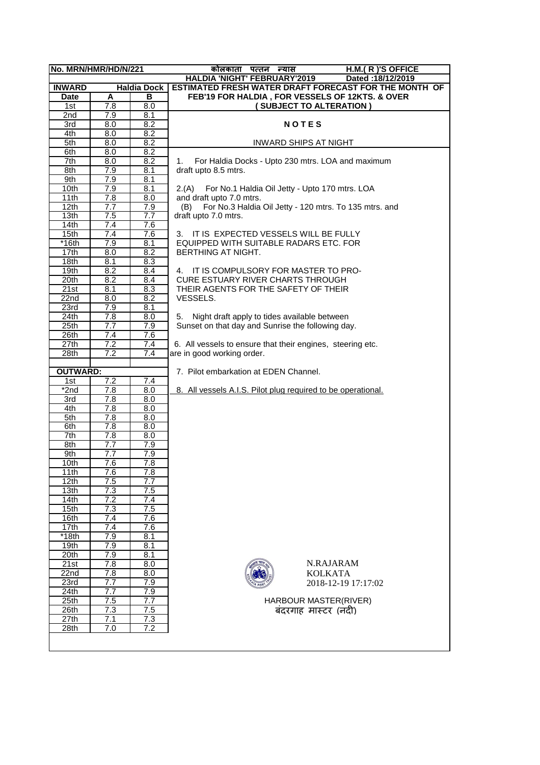| No. MRN/HMR/HD/N/221 | | | कोलकाता पत्तन न्यास H.M.( R )'S OFFICE |
|---|---|---|---|
| | | | HALDIA 'NIGHT' FEBRUARY'2019 Dated :18/12/2019 |
| **INWARD** | | **Haldia Dock** | **ESTIMATED FRESH WATER DRAFT FORECAST FOR THE MONTH OF FEB'19 FOR HALDIA , FOR VESSELS OF 12KTS. & OVER** |
| **Date** | **A** | **B** | **( SUBJECT TO ALTERATION )** |
| 1st | 7.8 | 8.0 | |
| 2nd | 7.9 | 8.1 | |
| 3rd | 8.0 | 8.2 | |
| 4th | 8.0 | 8.2 | |
| 5th | 8.0 | 8.2 | |
| 6th | 8.0 | 8.2 | |
| 7th | 8.0 | 8.2 | |
| 8th | 7.9 | 8.1 | |
| 9th | 7.9 | 8.1 | |
| 10th | 7.9 | 8.1 | |
| 11th | 7.8 | 8.0 | |
| 12th | 7.7 | 7.9 | |
| 13th | 7.5 | 7.7 | |
| 14th | 7.4 | 7.6 | |
| 15th | 7.4 | 7.6 | |
| *16th | 7.9 | 8.1 | |
| 17th | 8.0 | 8.2 | |
| 18th | 8.1 | 8.3 | |
| 19th | 8.2 | 8.4 | |
| 20th | 8.2 | 8.4 | |
| 21st | 8.1 | 8.3 | |
| 22nd | 8.0 | 8.2 | |
| 23rd | 7.9 | 8.1 | |
| 24th | 7.8 | 8.0 | |
| 25th | 7.7 | 7.9 | |
| 26th | 7.4 | 7.6 | |
| 27th | 7.2 | 7.4 | |
| 28th | 7.2 | 7.4 | |
| **OUTWARD:** | | | |
| 1st | 7.2 | 7.4 | |
| *2nd | 7.8 | 8.0 | |
| 3rd | 7.8 | 8.0 | |
| 4th | 7.8 | 8.0 | |
| 5th | 7.8 | 8.0 | |
| 6th | 7.8 | 8.0 | |
| 7th | 7.8 | 8.0 | |
| 8th | 7.7 | 7.9 | |
| 9th | 7.7 | 7.9 | |
| 10th | 7.6 | 7.8 | |
| 11th | 7.6 | 7.8 | |
| 12th | 7.5 | 7.7 | |
| 13th | 7.3 | 7.5 | |
| 14th | 7.2 | 7.4 | |
| 15th | 7.3 | 7.5 | |
| 16th | 7.4 | 7.6 | |
| 17th | 7.4 | 7.6 | |
| *18th | 7.9 | 8.1 | |
| 19th | 7.9 | 8.1 | |
| 20th | 7.9 | 8.1 | |
| 21st | 7.8 | 8.0 | |
| 22nd | 7.8 | 8.0 | |
| 23rd | 7.7 | 7.9 | |
| 24th | 7.7 | 7.9 | |
| 25th | 7.5 | 7.7 | |
| 26th | 7.3 | 7.5 | |
| 27th | 7.1 | 7.3 | |
| 28th | 7.0 | 7.2 | |

## N O T E S

INWARD SHIPS AT NIGHT

1. For Haldia Docks - Upto 230 mtrs. LOA and maximum draft upto 8.5 mtrs.

2.(A) For No.1 Haldia Oil Jetty - Upto 170 mtrs. LOA and draft upto 7.0 mtrs.
 (B) For No.3 Haldia Oil Jetty - 120 mtrs. To 135 mtrs. and draft upto 7.0 mtrs.

3. IT IS EXPECTED VESSELS WILL BE FULLY EQUIPPED WITH SUITABLE RADARS ETC. FOR BERTHING AT NIGHT.

4. IT IS COMPULSORY FOR MASTER TO PROCURE ESTUARY RIVER CHARTS THROUGH THEIR AGENTS FOR THE SAFETY OF THEIR VESSELS.

5. Night draft apply to tides available between Sunset on that day and Sunrise the following day.

6. All vessels to ensure that their engines, steering etc. are in good working order.

7. Pilot embarkation at EDEN Channel.

8. All vessels A.I.S. Pilot plug required to be operational.

N.RAJARAM
KOLKATA
2018-12-19 17:17:02

HARBOUR MASTER(RIVER)
बंदरगाह मास्टर (नदी)